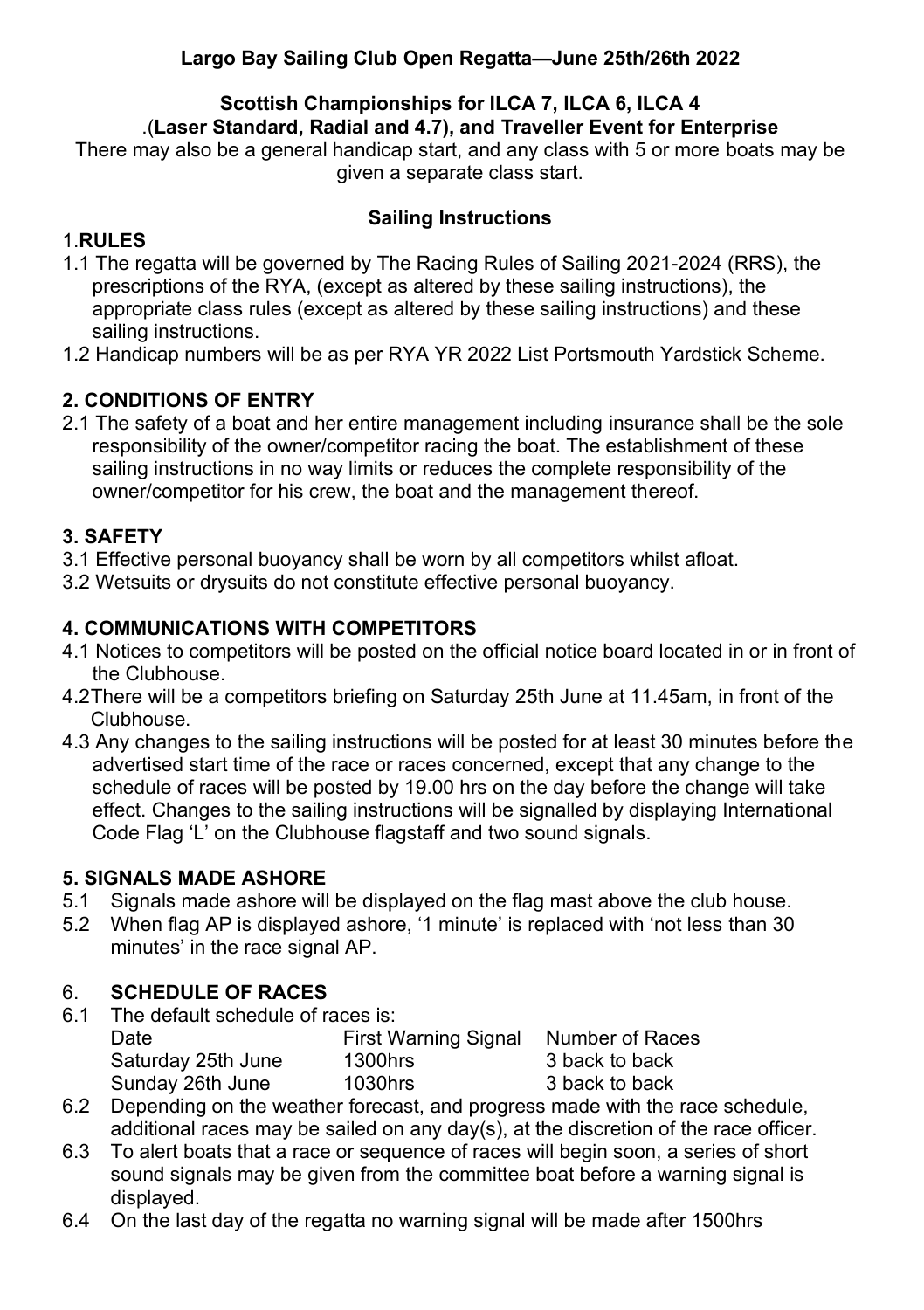# Largo Bay Sailing Club Open Regatta—June 25th/26th 2022

## Scottish Championships for ILCA 7, ILCA 6, ILCA 4

**.(Laser Standard, Radial and 4.7), and Traveller Event for Enterprise**

There may also be a general handicap start, and any class with 5 or more boats may be given a separate class start.

## Sailing Instructions

### 1.RULES

1.1 The regatta will be governed by The Racing Rules of Sailing 2021-2024 (RRS), the prescriptions of the RYA, (except as altered by these sailing instructions), the appropriate class rules (except as altered by these sailing instructions) and these sailing instructions.

1.2 Handicap numbers will be as per RYA YR 2022 List Portsmouth Yardstick Scheme.

### 2. CONDITIONS OF ENTRY

2.1 The safety of a boat and her entire management including insurance shall be the sole responsibility of the owner/competitor racing the boat. The establishment of these sailing instructions in no way limits or reduces the complete responsibility of the owner/competitor for his crew, the boat and the management thereof.

### 3. SAFETY

3.1 Effective personal buoyancy shall be worn by all competitors whilst afloat.

3.2 Wetsuits or drysuits do not constitute effective personal buoyancy.

### 4. COMMUNICATIONS WITH COMPETITORS

4.1 Notices to competitors will be posted on the official notice board located in or in front of the Clubhouse.

4.2There will be a competitors briefing on Saturday 25th June at 11.45am, in front of the Clubhouse.

4.3 Any changes to the sailing instructions will be posted for at least 30 minutes before the advertised start time of the race or races concerned, except that any change to the schedule of races will be posted by 19.00 hrs on the day before the change will take effect. Changes to the sailing instructions will be signalled by displaying International Code Flag 'L' on the Clubhouse flagstaff and two sound signals.

### 5. SIGNALS MADE ASHORE

5.1 Signals made ashore will be displayed on the flag mast above the club house.

5.2 When flag AP is displayed ashore, '1 minute' is replaced with 'not less than 30 minutes' in the race signal AP.

### 6. SCHEDULE OF RACES

6.1 The default schedule of races is:

| Date | First Warning Signal | Number of Races |
|---|---|---|
| Saturday 25th June | 1300hrs | 3 back to back |
| Sunday 26th June | 1030hrs | 3 back to back |

6.2 Depending on the weather forecast, and progress made with the race schedule, additional races may be sailed on any day(s), at the discretion of the race officer.

6.3 To alert boats that a race or sequence of races will begin soon, a series of short sound signals may be given from the committee boat before a warning signal is displayed.

6.4 On the last day of the regatta no warning signal will be made after 1500hrs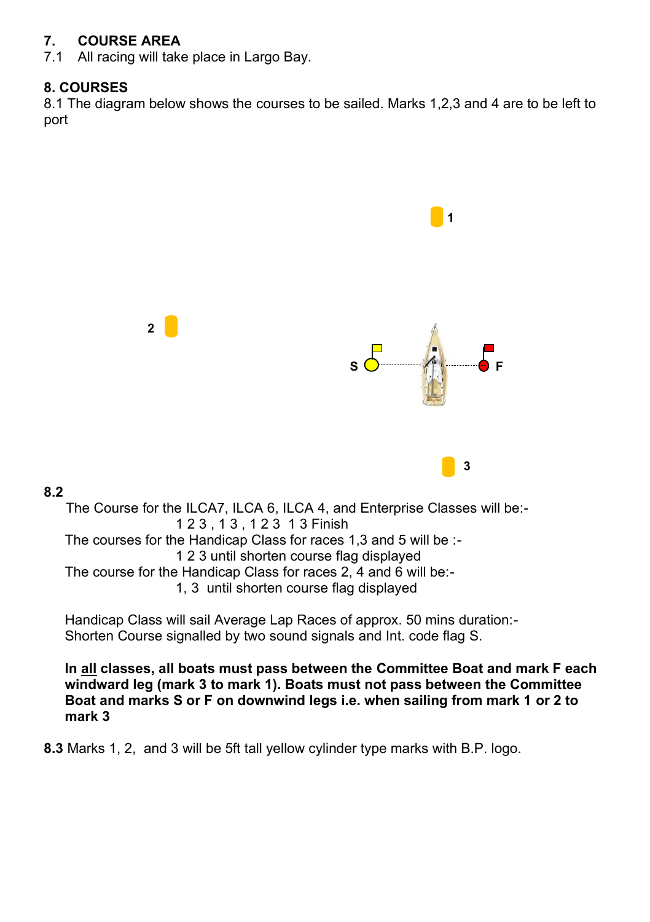## 7. COURSE AREA

7.1 All racing will take place in Largo Bay.

## 8. COURSES

8.1 The diagram below shows the courses to be sailed. Marks 1,2,3 and 4 are to be left to port

1

2

S F

3

**8.2**

The Course for the ILCA7, ILCA 6, ILCA 4, and Enterprise Classes will be:-

1 2 3 , 1 3 , 1 2 3 1 3 Finish

The courses for the Handicap Class for races 1,3 and 5 will be :-

1 2 3 until shorten course flag displayed

The course for the Handicap Class for races 2, 4 and 6 will be:-

1, 3 until shorten course flag displayed

Handicap Class will sail Average Lap Races of approx. 50 mins duration:-
Shorten Course signalled by two sound signals and Int. code flag S.

**In all classes, all boats must pass between the Committee Boat and mark F each windward leg (mark 3 to mark 1). Boats must not pass between the Committee Boat and marks S or F on downwind legs i.e. when sailing from mark 1 or 2 to mark 3**

**8.3** Marks 1, 2, and 3 will be 5ft tall yellow cylinder type marks with B.P. logo.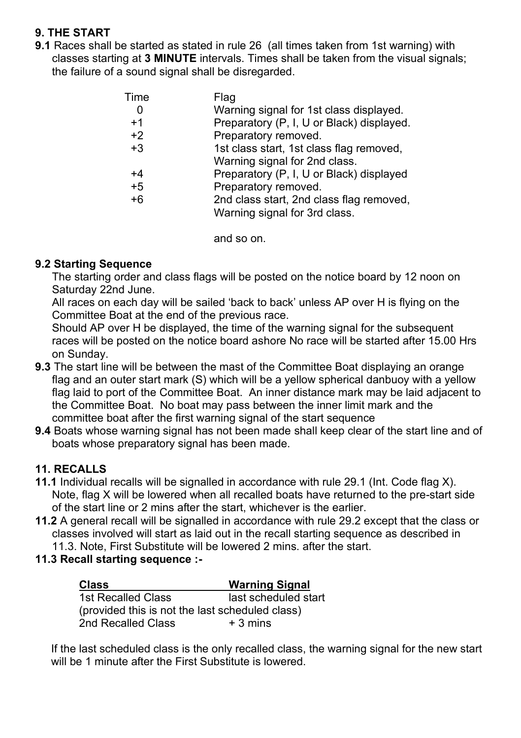## 9. THE START

**9.1** Races shall be started as stated in rule 26 (all times taken from 1st warning) with classes starting at **3 MINUTE** intervals. Times shall be taken from the visual signals; the failure of a sound signal shall be disregarded.

| Time | Flag |
|---|---|
| 0 | Warning signal for 1st class displayed. |
| +1 | Preparatory (P, I, U or Black) displayed. |
| +2 | Preparatory removed. |
| +3 | 1st class start, 1st class flag removed, Warning signal for 2nd class. |
| +4 | Preparatory (P, I, U or Black) displayed |
| +5 | Preparatory removed. |
| +6 | 2nd class start, 2nd class flag removed, Warning signal for 3rd class. |
| | and so on. |

**9.2 Starting Sequence**

The starting order and class flags will be posted on the notice board by 12 noon on Saturday 22nd June.

All races on each day will be sailed 'back to back' unless AP over H is flying on the Committee Boat at the end of the previous race.

Should AP over H be displayed, the time of the warning signal for the subsequent races will be posted on the notice board ashore No race will be started after 15.00 Hrs on Sunday.

**9.3** The start line will be between the mast of the Committee Boat displaying an orange flag and an outer start mark (S) which will be a yellow spherical danbuoy with a yellow flag laid to port of the Committee Boat. An inner distance mark may be laid adjacent to the Committee Boat. No boat may pass between the inner limit mark and the committee boat after the first warning signal of the start sequence

**9.4** Boats whose warning signal has not been made shall keep clear of the start line and of boats whose preparatory signal has been made.

## 11. RECALLS

**11.1** Individual recalls will be signalled in accordance with rule 29.1 (Int. Code flag X). Note, flag X will be lowered when all recalled boats have returned to the pre-start side of the start line or 2 mins after the start, whichever is the earlier.

**11.2** A general recall will be signalled in accordance with rule 29.2 except that the class or classes involved will start as laid out in the recall starting sequence as described in 11.3. Note, First Substitute will be lowered 2 mins. after the start.

**11.3 Recall starting sequence :-**

| Class | Warning Signal |
|---|---|
| 1st Recalled Class | last scheduled start |
| (provided this is not the last scheduled class) | |
| 2nd Recalled Class | + 3 mins |

If the last scheduled class is the only recalled class, the warning signal for the new start will be 1 minute after the First Substitute is lowered.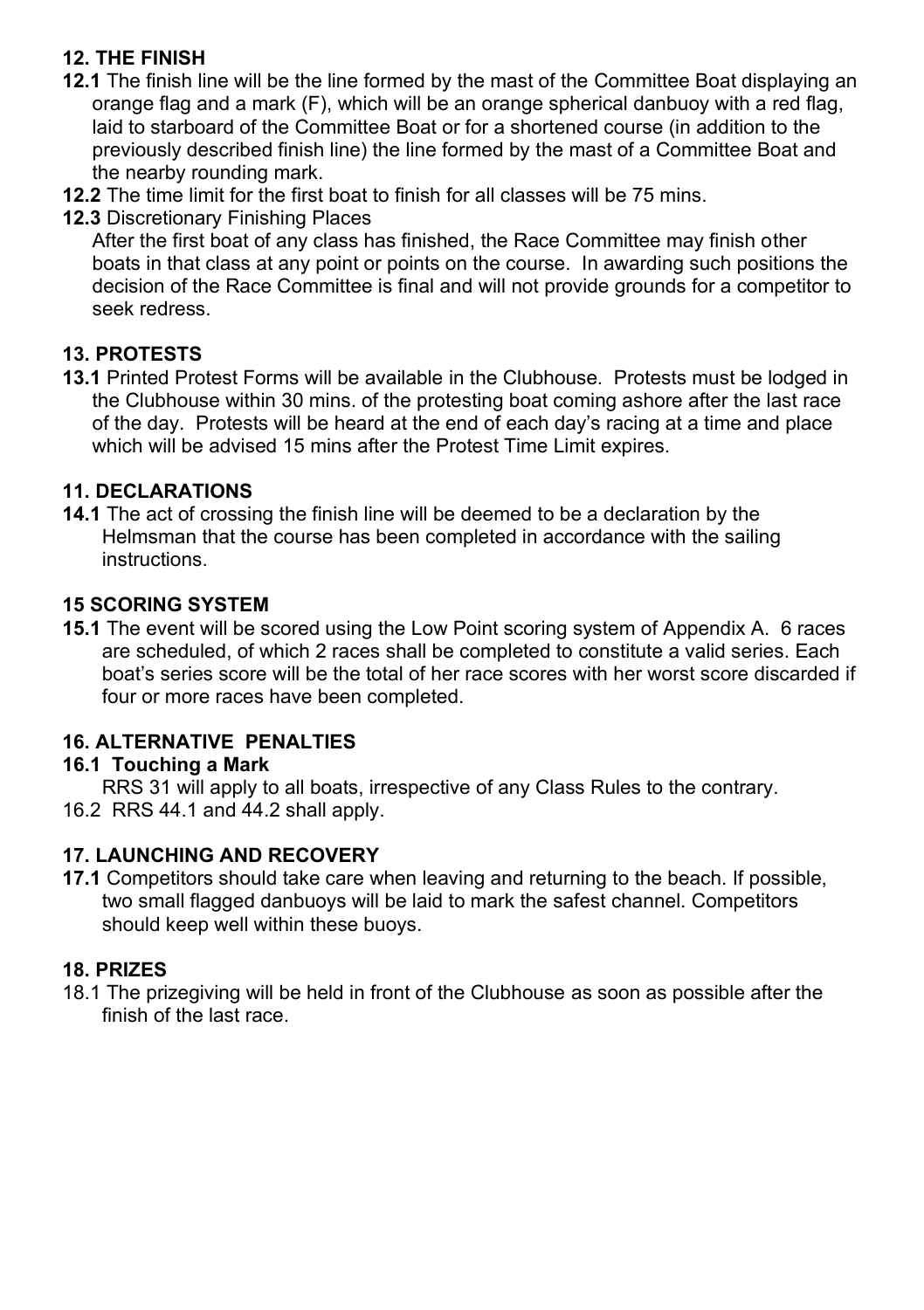## 12. THE FINISH

**12.1** The finish line will be the line formed by the mast of the Committee Boat displaying an orange flag and a mark (F), which will be an orange spherical danbuoy with a red flag, laid to starboard of the Committee Boat or for a shortened course (in addition to the previously described finish line) the line formed by the mast of a Committee Boat and the nearby rounding mark.

**12.2** The time limit for the first boat to finish for all classes will be 75 mins.

**12.3** Discretionary Finishing Places
After the first boat of any class has finished, the Race Committee may finish other boats in that class at any point or points on the course. In awarding such positions the decision of the Race Committee is final and will not provide grounds for a competitor to seek redress.

## 13. PROTESTS

**13.1** Printed Protest Forms will be available in the Clubhouse. Protests must be lodged in the Clubhouse within 30 mins. of the protesting boat coming ashore after the last race of the day. Protests will be heard at the end of each day's racing at a time and place which will be advised 15 mins after the Protest Time Limit expires.

## 11. DECLARATIONS

**14.1** The act of crossing the finish line will be deemed to be a declaration by the Helmsman that the course has been completed in accordance with the sailing instructions.

## 15 SCORING SYSTEM

**15.1** The event will be scored using the Low Point scoring system of Appendix A. 6 races are scheduled, of which 2 races shall be completed to constitute a valid series. Each boat's series score will be the total of her race scores with her worst score discarded if four or more races have been completed.

## 16. ALTERNATIVE PENALTIES

### 16.1 Touching a Mark

RRS 31 will apply to all boats, irrespective of any Class Rules to the contrary.

16.2 RRS 44.1 and 44.2 shall apply.

## 17. LAUNCHING AND RECOVERY

**17.1** Competitors should take care when leaving and returning to the beach. If possible, two small flagged danbuoys will be laid to mark the safest channel. Competitors should keep well within these buoys.

## 18. PRIZES

18.1 The prizegiving will be held in front of the Clubhouse as soon as possible after the finish of the last race.